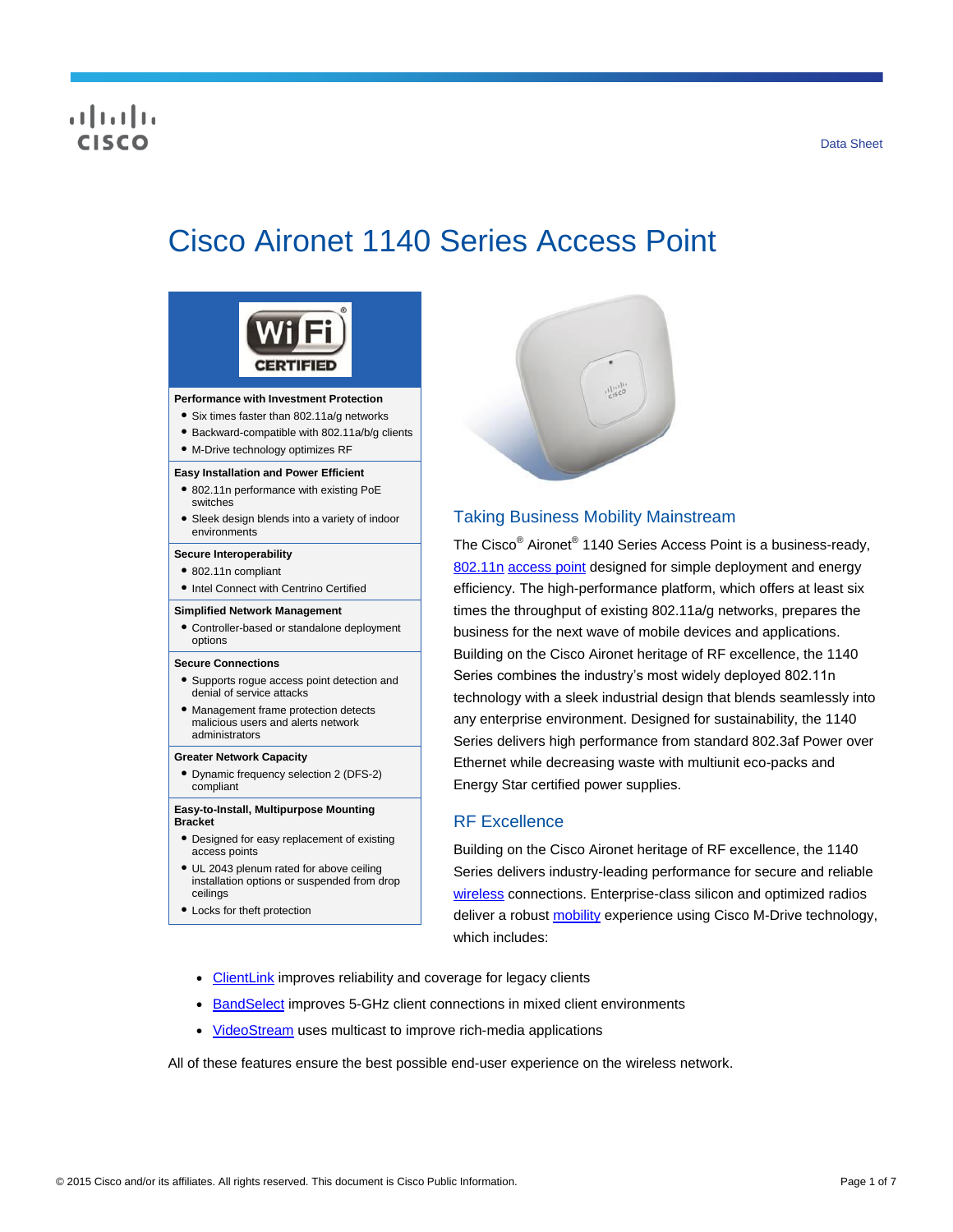# Cisco Aironet 1140 Series Access Point

**Performance with Investment Protection**

- Six times faster than 802.11a/g networks
- Backward-compatible with 802.11a/b/g clients
- M-Drive technology optimizes RF

**Easy Installation and Power Efficient**

- 802.11n performance with existing PoE switches
- Sleek design blends into a variety of indoor environments

**Secure Interoperability**

- 802.11n compliant
- Intel Connect with Centrino Certified

**Simplified Network Management**

- Controller-based or standalone deployment options

**Secure Connections**

- Supports rogue access point detection and denial of service attacks
- Management frame protection detects malicious users and alerts network administrators

**Greater Network Capacity**

- Dynamic frequency selection 2 (DFS-2) compliant

**Easy-to-Install, Multipurpose Mounting Bracket**

- Designed for easy replacement of existing access points
- UL 2043 plenum rated for above ceiling installation options or suspended from drop ceilings
- Locks for theft protection

## Taking Business Mobility Mainstream

The Cisco® Aironet® 1140 Series Access Point is a business-ready, 802.11n access point designed for simple deployment and energy efficiency. The high-performance platform, which offers at least six times the throughput of existing 802.11a/g networks, prepares the business for the next wave of mobile devices and applications. Building on the Cisco Aironet heritage of RF excellence, the 1140 Series combines the industry's most widely deployed 802.11n technology with a sleek industrial design that blends seamlessly into any enterprise environment. Designed for sustainability, the 1140 Series delivers high performance from standard 802.3af Power over Ethernet while decreasing waste with multiunit eco-packs and Energy Star certified power supplies.

## RF Excellence

Building on the Cisco Aironet heritage of RF excellence, the 1140 Series delivers industry-leading performance for secure and reliable wireless connections. Enterprise-class silicon and optimized radios deliver a robust mobility experience using Cisco M-Drive technology, which includes:

- ClientLink improves reliability and coverage for legacy clients
- BandSelect improves 5-GHz client connections in mixed client environments
- VideoStream uses multicast to improve rich-media applications

All of these features ensure the best possible end-user experience on the wireless network.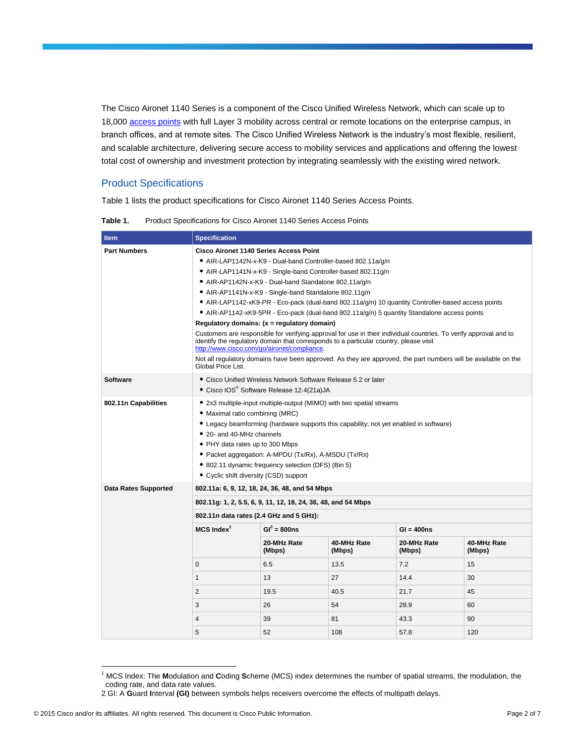The Cisco Aironet 1140 Series is a component of the Cisco Unified Wireless Network, which can scale up to 18,000 [access points](#) with full Layer 3 mobility across central or remote locations on the enterprise campus, in branch offices, and at remote sites. The Cisco Unified Wireless Network is the industry's most flexible, resilient, and scalable architecture, delivering secure access to mobility services and applications and offering the lowest total cost of ownership and investment protection by integrating seamlessly with the existing wired network.

## Product Specifications

Table 1 lists the product specifications for Cisco Aironet 1140 Series Access Points.

**Table 1.** Product Specifications for Cisco Aironet 1140 Series Access Points

| Item | Specification | | | |
|---|---|---|---|---|
| **Part Numbers** | **Cisco Aironet 1140 Series Access Point**<br>• AIR-LAP1142N-x-K9 - Dual-band Controller-based 802.11a/g/n<br>• AIR-LAP1141N-x-K9 - Single-band Controller-based 802.11g/n<br>• AIR-AP1142N-x-K9 - Dual-band Standalone 802.11a/g/n<br>• AIR-AP1141N-x-K9 - Single-band Standalone 802.11g/n<br>• AIR-LAP1142-xK9-PR - Eco-pack (dual-band 802.11a/g/n) 10 quantity Controller-based access points<br>• AIR-AP1142-xK9-5PR - Eco-pack (dual-band 802.11a/g/n) 5 quantity Standalone access points<br>**Regulatory domains: (x = regulatory domain)**<br>Customers are responsible for verifying approval for use in their individual countries. To verify approval and to identify the regulatory domain that corresponds to a particular country, please visit http://www.cisco.com/go/aironet/compliance.<br>Not all regulatory domains have been approved. As they are approved, the part numbers will be available on the Global Price List. | | | |
| **Software** | • Cisco Unified Wireless Network Software Release 5.2 or later<br>• Cisco IOS® Software Release 12.4(21a)JA | | | |
| **802.11n Capabilities** | • 2x3 multiple-input multiple-output (MIMO) with two spatial streams<br>• Maximal ratio combining (MRC)<br>• Legacy beamforming (hardware supports this capability; not yet enabled in software)<br>• 20- and 40-MHz channels<br>• PHY data rates up to 300 Mbps<br>• Packet aggregation: A-MPDU (Tx/Rx), A-MSDU (Tx/Rx)<br>• 802.11 dynamic frequency selection (DFS) (Bin 5)<br>• Cyclic shift diversity (CSD) support | | | |
| **Data Rates Supported** | **802.11a: 6, 9, 12, 18, 24, 36, 48, and 54 Mbps** | | | |
| | **802.11g: 1, 2, 5.5, 6, 9, 11, 12, 18, 24, 36, 48, and 54 Mbps** | | | |
| | **802.11n data rates (2.4 GHz and 5 GHz):** | | | |
| | **MCS Index**[1] | **GI**[2] **= 800ns** | | **GI = 400ns** | |
| | | **20-MHz Rate (Mbps)** | **40-MHz Rate (Mbps)** | **20-MHz Rate (Mbps)** | **40-MHz Rate (Mbps)** |
| | 0 | 6.5 | 13.5 | 7.2 | 15 |
| | 1 | 13 | 27 | 14.4 | 30 |
| | 2 | 19.5 | 40.5 | 21.7 | 45 |
| | 3 | 26 | 54 | 28.9 | 60 |
| | 4 | 39 | 81 | 43.3 | 90 |
| | 5 | 52 | 108 | 57.8 | 120 |

[1] MCS Index: The **M**odulation and **C**oding **S**cheme (MCS) index determines the number of spatial streams, the modulation, the coding rate, and data rate values.

2 GI: A **G**uard **I**nterval **(GI)** between symbols helps receivers overcome the effects of multipath delays.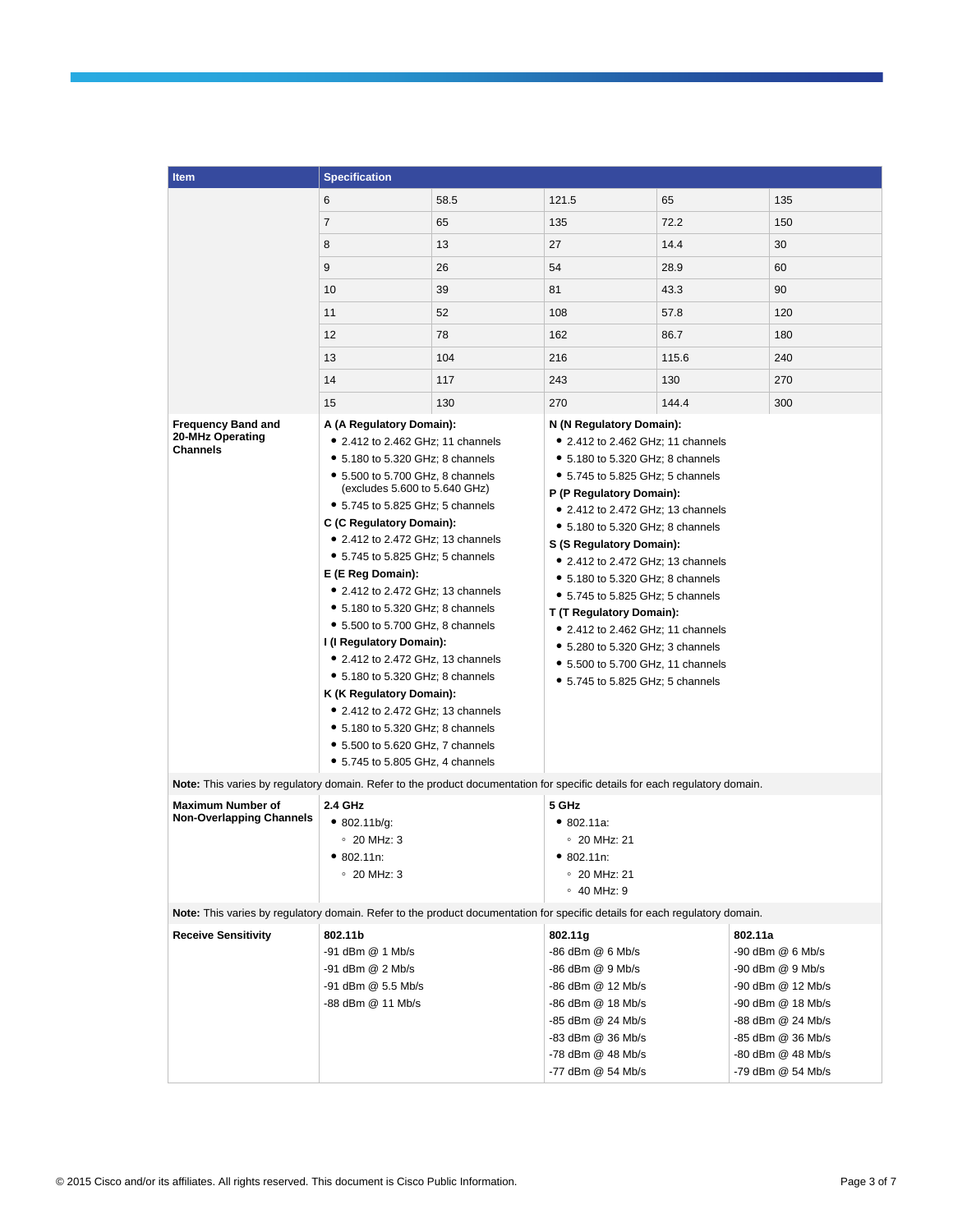| Item | Specification | | | | |
|---|---|---|---|---|---|
| | 6 | 58.5 | 121.5 | 65 | 135 |
| | 7 | 65 | 135 | 72.2 | 150 |
| | 8 | 13 | 27 | 14.4 | 30 |
| | 9 | 26 | 54 | 28.9 | 60 |
| | 10 | 39 | 81 | 43.3 | 90 |
| | 11 | 52 | 108 | 57.8 | 120 |
| | 12 | 78 | 162 | 86.7 | 180 |
| | 13 | 104 | 216 | 115.6 | 240 |
| | 14 | 117 | 243 | 130 | 270 |
| | 15 | 130 | 270 | 144.4 | 300 |
| **Frequency Band and 20-MHz Operating Channels** | **A (A Regulatory Domain):**<br>• 2.412 to 2.462 GHz; 11 channels<br>• 5.180 to 5.320 GHz; 8 channels<br>• 5.500 to 5.700 GHz, 8 channels (excludes 5.600 to 5.640 GHz)<br>• 5.745 to 5.825 GHz; 5 channels<br>**C (C Regulatory Domain):**<br>• 2.412 to 2.472 GHz; 13 channels<br>• 5.745 to 5.825 GHz; 5 channels<br>**E (E Reg Domain):**<br>• 2.412 to 2.472 GHz; 13 channels<br>• 5.180 to 5.320 GHz; 8 channels<br>• 5.500 to 5.700 GHz, 8 channels<br>**I (I Regulatory Domain):**<br>• 2.412 to 2.472 GHz, 13 channels<br>• 5.180 to 5.320 GHz; 8 channels<br>**K (K Regulatory Domain):**<br>• 2.412 to 2.472 GHz; 13 channels<br>• 5.180 to 5.320 GHz; 8 channels<br>• 5.500 to 5.620 GHz, 7 channels<br>• 5.745 to 5.805 GHz, 4 channels | | **N (N Regulatory Domain):**<br>• 2.412 to 2.462 GHz; 11 channels<br>• 5.180 to 5.320 GHz; 8 channels<br>• 5.745 to 5.825 GHz; 5 channels<br>**P (P Regulatory Domain):**<br>• 2.412 to 2.472 GHz; 13 channels<br>• 5.180 to 5.320 GHz; 8 channels<br>**S (S Regulatory Domain):**<br>• 2.412 to 2.472 GHz; 13 channels<br>• 5.180 to 5.320 GHz; 8 channels<br>• 5.745 to 5.825 GHz; 5 channels<br>**T (T Regulatory Domain):**<br>• 2.412 to 2.462 GHz; 11 channels<br>• 5.280 to 5.320 GHz; 3 channels<br>• 5.500 to 5.700 GHz, 11 channels<br>• 5.745 to 5.825 GHz; 5 channels | | |
| **Note:** This varies by regulatory domain. Refer to the product documentation for specific details for each regulatory domain. | | | | | |
| **Maximum Number of Non-Overlapping Channels** | **2.4 GHz**<br>• 802.11b/g:<br>◦ 20 MHz: 3<br>• 802.11n:<br>◦ 20 MHz: 3 | | **5 GHz**<br>• 802.11a:<br>◦ 20 MHz: 21<br>• 802.11n:<br>◦ 20 MHz: 21<br>◦ 40 MHz: 9 | | |
| **Note:** This varies by regulatory domain. Refer to the product documentation for specific details for each regulatory domain. | | | | | |
| **Receive Sensitivity** | **802.11b**<br>-91 dBm @ 1 Mb/s<br>-91 dBm @ 2 Mb/s<br>-91 dBm @ 5.5 Mb/s<br>-88 dBm @ 11 Mb/s | | **802.11g**<br>-86 dBm @ 6 Mb/s<br>-86 dBm @ 9 Mb/s<br>-86 dBm @ 12 Mb/s<br>-86 dBm @ 18 Mb/s<br>-85 dBm @ 24 Mb/s<br>-83 dBm @ 36 Mb/s<br>-78 dBm @ 48 Mb/s<br>-77 dBm @ 54 Mb/s | | **802.11a**<br>-90 dBm @ 6 Mb/s<br>-90 dBm @ 9 Mb/s<br>-90 dBm @ 12 Mb/s<br>-90 dBm @ 18 Mb/s<br>-88 dBm @ 24 Mb/s<br>-85 dBm @ 36 Mb/s<br>-80 dBm @ 48 Mb/s<br>-79 dBm @ 54 Mb/s |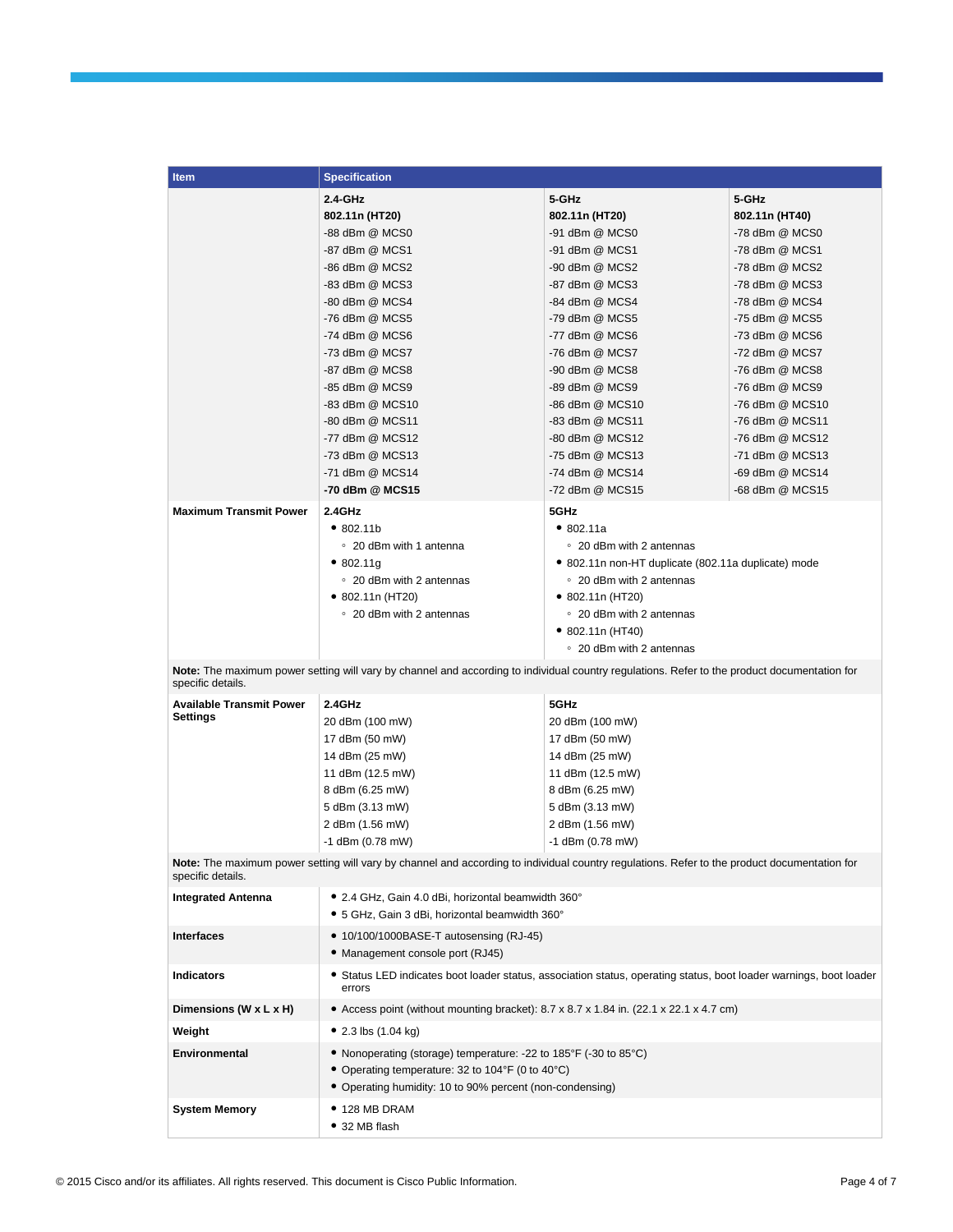| Item | Specification | | |
|---|---|---|---|
| | **2.4-GHz**<br>**802.11n (HT20)**<br>-88 dBm @ MCS0<br>-87 dBm @ MCS1<br>-86 dBm @ MCS2<br>-83 dBm @ MCS3<br>-80 dBm @ MCS4<br>-76 dBm @ MCS5<br>-74 dBm @ MCS6<br>-73 dBm @ MCS7<br>-87 dBm @ MCS8<br>-85 dBm @ MCS9<br>-83 dBm @ MCS10<br>-80 dBm @ MCS11<br>-77 dBm @ MCS12<br>-73 dBm @ MCS13<br>-71 dBm @ MCS14<br>**-70 dBm @ MCS15** | **5-GHz**<br>**802.11n (HT20)**<br>-91 dBm @ MCS0<br>-91 dBm @ MCS1<br>-90 dBm @ MCS2<br>-87 dBm @ MCS3<br>-84 dBm @ MCS4<br>-79 dBm @ MCS5<br>-77 dBm @ MCS6<br>-76 dBm @ MCS7<br>-90 dBm @ MCS8<br>-89 dBm @ MCS9<br>-86 dBm @ MCS10<br>-83 dBm @ MCS11<br>-80 dBm @ MCS12<br>-75 dBm @ MCS13<br>-74 dBm @ MCS14<br>-72 dBm @ MCS15 | **5-GHz**<br>**802.11n (HT40)**<br>-78 dBm @ MCS0<br>-78 dBm @ MCS1<br>-78 dBm @ MCS2<br>-78 dBm @ MCS3<br>-78 dBm @ MCS4<br>-75 dBm @ MCS5<br>-73 dBm @ MCS6<br>-72 dBm @ MCS7<br>-76 dBm @ MCS8<br>-76 dBm @ MCS9<br>-76 dBm @ MCS10<br>-76 dBm @ MCS11<br>-76 dBm @ MCS12<br>-71 dBm @ MCS13<br>-69 dBm @ MCS14<br>-68 dBm @ MCS15 |
| **Maximum Transmit Power** | **2.4GHz**<br>• 802.11b<br>◦ 20 dBm with 1 antenna<br>• 802.11g<br>◦ 20 dBm with 2 antennas<br>• 802.11n (HT20)<br>◦ 20 dBm with 2 antennas | **5GHz**<br>• 802.11a<br>◦ 20 dBm with 2 antennas<br>• 802.11n non-HT duplicate (802.11a duplicate) mode<br>◦ 20 dBm with 2 antennas<br>• 802.11n (HT20)<br>◦ 20 dBm with 2 antennas<br>• 802.11n (HT40)<br>◦ 20 dBm with 2 antennas | |
| **Note:** The maximum power setting will vary by channel and according to individual country regulations. Refer to the product documentation for specific details. | | | |
| **Available Transmit Power Settings** | **2.4GHz**<br>20 dBm (100 mW)<br>17 dBm (50 mW)<br>14 dBm (25 mW)<br>11 dBm (12.5 mW)<br>8 dBm (6.25 mW)<br>5 dBm (3.13 mW)<br>2 dBm (1.56 mW)<br>-1 dBm (0.78 mW) | **5GHz**<br>20 dBm (100 mW)<br>17 dBm (50 mW)<br>14 dBm (25 mW)<br>11 dBm (12.5 mW)<br>8 dBm (6.25 mW)<br>5 dBm (3.13 mW)<br>2 dBm (1.56 mW)<br>-1 dBm (0.78 mW) | |
| **Note:** The maximum power setting will vary by channel and according to individual country regulations. Refer to the product documentation for specific details. | | | |
| **Integrated Antenna** | • 2.4 GHz, Gain 4.0 dBi, horizontal beamwidth 360°<br>• 5 GHz, Gain 3 dBi, horizontal beamwidth 360° | | |
| **Interfaces** | • 10/100/1000BASE-T autosensing (RJ-45)<br>• Management console port (RJ45) | | |
| **Indicators** | • Status LED indicates boot loader status, association status, operating status, boot loader warnings, boot loader errors | | |
| **Dimensions (W x L x H)** | • Access point (without mounting bracket): 8.7 x 8.7 x 1.84 in. (22.1 x 22.1 x 4.7 cm) | | |
| **Weight** | • 2.3 lbs (1.04 kg) | | |
| **Environmental** | • Nonoperating (storage) temperature: -22 to 185°F (-30 to 85°C)<br>• Operating temperature: 32 to 104°F (0 to 40°C)<br>• Operating humidity: 10 to 90% percent (non-condensing) | | |
| **System Memory** | • 128 MB DRAM<br>• 32 MB flash | | |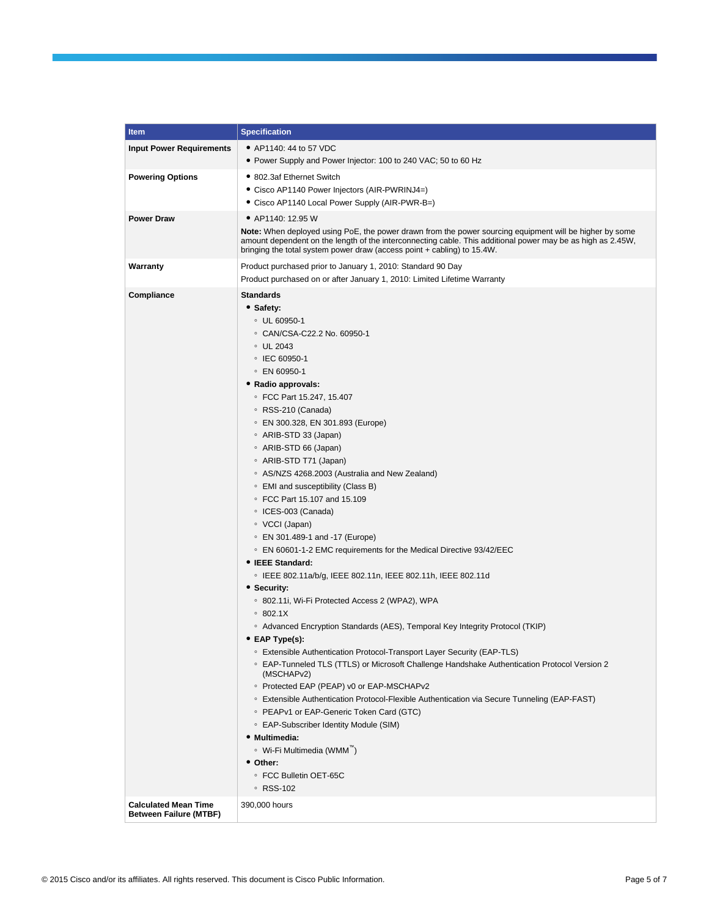| Item | Specification |
| --- | --- |
| **Input Power Requirements** | • AP1140: 44 to 57 VDC<br>• Power Supply and Power Injector: 100 to 240 VAC; 50 to 60 Hz |
| **Powering Options** | • 802.3af Ethernet Switch<br>• Cisco AP1140 Power Injectors (AIR-PWRINJ4=)<br>• Cisco AP1140 Local Power Supply (AIR-PWR-B=) |
| **Power Draw** | • AP1140: 12.95 W<br>**Note:** When deployed using PoE, the power drawn from the power sourcing equipment will be higher by some amount dependent on the length of the interconnecting cable. This additional power may be as high as 2.45W, bringing the total system power draw (access point + cabling) to 15.4W. |
| **Warranty** | Product purchased prior to January 1, 2010: Standard 90 Day<br>Product purchased on or after January 1, 2010: Limited Lifetime Warranty |
| **Compliance** | **Standards**<br>• **Safety:**<br>◦ UL 60950-1<br>◦ CAN/CSA-C22.2 No. 60950-1<br>◦ UL 2043<br>◦ IEC 60950-1<br>◦ EN 60950-1<br>• **Radio approvals:**<br>◦ FCC Part 15.247, 15.407<br>◦ RSS-210 (Canada)<br>◦ EN 300.328, EN 301.893 (Europe)<br>◦ ARIB-STD 33 (Japan)<br>◦ ARIB-STD 66 (Japan)<br>◦ ARIB-STD T71 (Japan)<br>◦ AS/NZS 4268.2003 (Australia and New Zealand)<br>◦ EMI and susceptibility (Class B)<br>◦ FCC Part 15.107 and 15.109<br>◦ ICES-003 (Canada)<br>◦ VCCI (Japan)<br>◦ EN 301.489-1 and -17 (Europe)<br>◦ EN 60601-1-2 EMC requirements for the Medical Directive 93/42/EEC<br>• **IEEE Standard:**<br>◦ IEEE 802.11a/b/g, IEEE 802.11n, IEEE 802.11h, IEEE 802.11d<br>• **Security:**<br>◦ 802.11i, Wi-Fi Protected Access 2 (WPA2), WPA<br>◦ 802.1X<br>◦ Advanced Encryption Standards (AES), Temporal Key Integrity Protocol (TKIP)<br>• **EAP Type(s):**<br>◦ Extensible Authentication Protocol-Transport Layer Security (EAP-TLS)<br>◦ EAP-Tunneled TLS (TTLS) or Microsoft Challenge Handshake Authentication Protocol Version 2 (MSCHAPv2)<br>◦ Protected EAP (PEAP) v0 or EAP-MSCHAPv2<br>◦ Extensible Authentication Protocol-Flexible Authentication via Secure Tunneling (EAP-FAST)<br>◦ PEAPv1 or EAP-Generic Token Card (GTC)<br>◦ EAP-Subscriber Identity Module (SIM)<br>• **Multimedia:**<br>◦ Wi-Fi Multimedia (WMM™)<br>• **Other:**<br>◦ FCC Bulletin OET-65C<br>◦ RSS-102 |
| **Calculated Mean Time Between Failure (MTBF)** | 390,000 hours |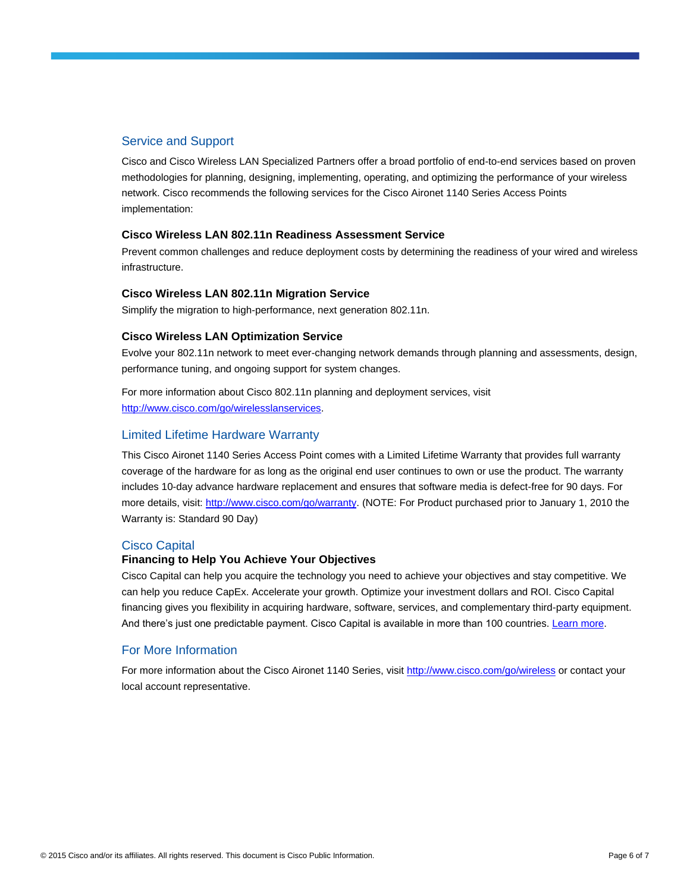## Service and Support

Cisco and Cisco Wireless LAN Specialized Partners offer a broad portfolio of end-to-end services based on proven methodologies for planning, designing, implementing, operating, and optimizing the performance of your wireless network. Cisco recommends the following services for the Cisco Aironet 1140 Series Access Points implementation:

### Cisco Wireless LAN 802.11n Readiness Assessment Service

Prevent common challenges and reduce deployment costs by determining the readiness of your wired and wireless infrastructure.

### Cisco Wireless LAN 802.11n Migration Service

Simplify the migration to high-performance, next generation 802.11n.

### Cisco Wireless LAN Optimization Service

Evolve your 802.11n network to meet ever-changing network demands through planning and assessments, design, performance tuning, and ongoing support for system changes.

For more information about Cisco 802.11n planning and deployment services, visit [http://www.cisco.com/go/wirelesslanservices](http://www.cisco.com/go/wirelesslanservices).

## Limited Lifetime Hardware Warranty

This Cisco Aironet 1140 Series Access Point comes with a Limited Lifetime Warranty that provides full warranty coverage of the hardware for as long as the original end user continues to own or use the product. The warranty includes 10-day advance hardware replacement and ensures that software media is defect-free for 90 days. For more details, visit: [http://www.cisco.com/go/warranty](http://www.cisco.com/go/warranty). (NOTE: For Product purchased prior to January 1, 2010 the Warranty is: Standard 90 Day)

## Cisco Capital

### Financing to Help You Achieve Your Objectives

Cisco Capital can help you acquire the technology you need to achieve your objectives and stay competitive. We can help you reduce CapEx. Accelerate your growth. Optimize your investment dollars and ROI. Cisco Capital financing gives you flexibility in acquiring hardware, software, services, and complementary third-party equipment. And there's just one predictable payment. Cisco Capital is available in more than 100 countries. Learn more.

## For More Information

For more information about the Cisco Aironet 1140 Series, visit [http://www.cisco.com/go/wireless](http://www.cisco.com/go/wireless) or contact your local account representative.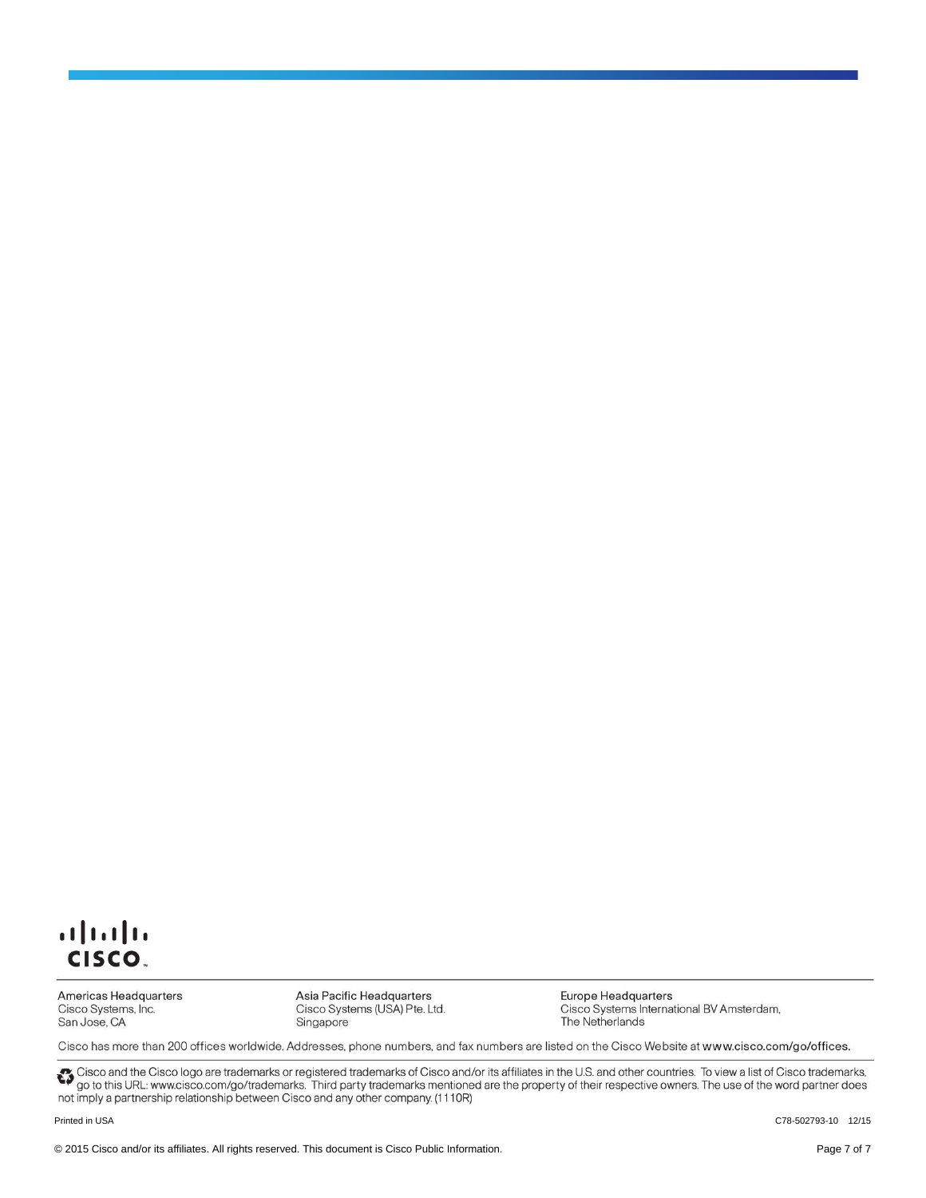Americas Headquarters
Cisco Systems, Inc.
San Jose, CA

Asia Pacific Headquarters
Cisco Systems (USA) Pte. Ltd.
Singapore

Europe Headquarters
Cisco Systems International BV Amsterdam,
The Netherlands

Cisco has more than 200 offices worldwide. Addresses, phone numbers, and fax numbers are listed on the Cisco Website at **www.cisco.com/go/offices.**

Cisco and the Cisco logo are trademarks or registered trademarks of Cisco and/or its affiliates in the U.S. and other countries. To view a list of Cisco trademarks, go to this URL: www.cisco.com/go/trademarks. Third party trademarks mentioned are the property of their respective owners. The use of the word partner does not imply a partnership relationship between Cisco and any other company. (1110R)

Printed in USA

C78-502793-10 12/15